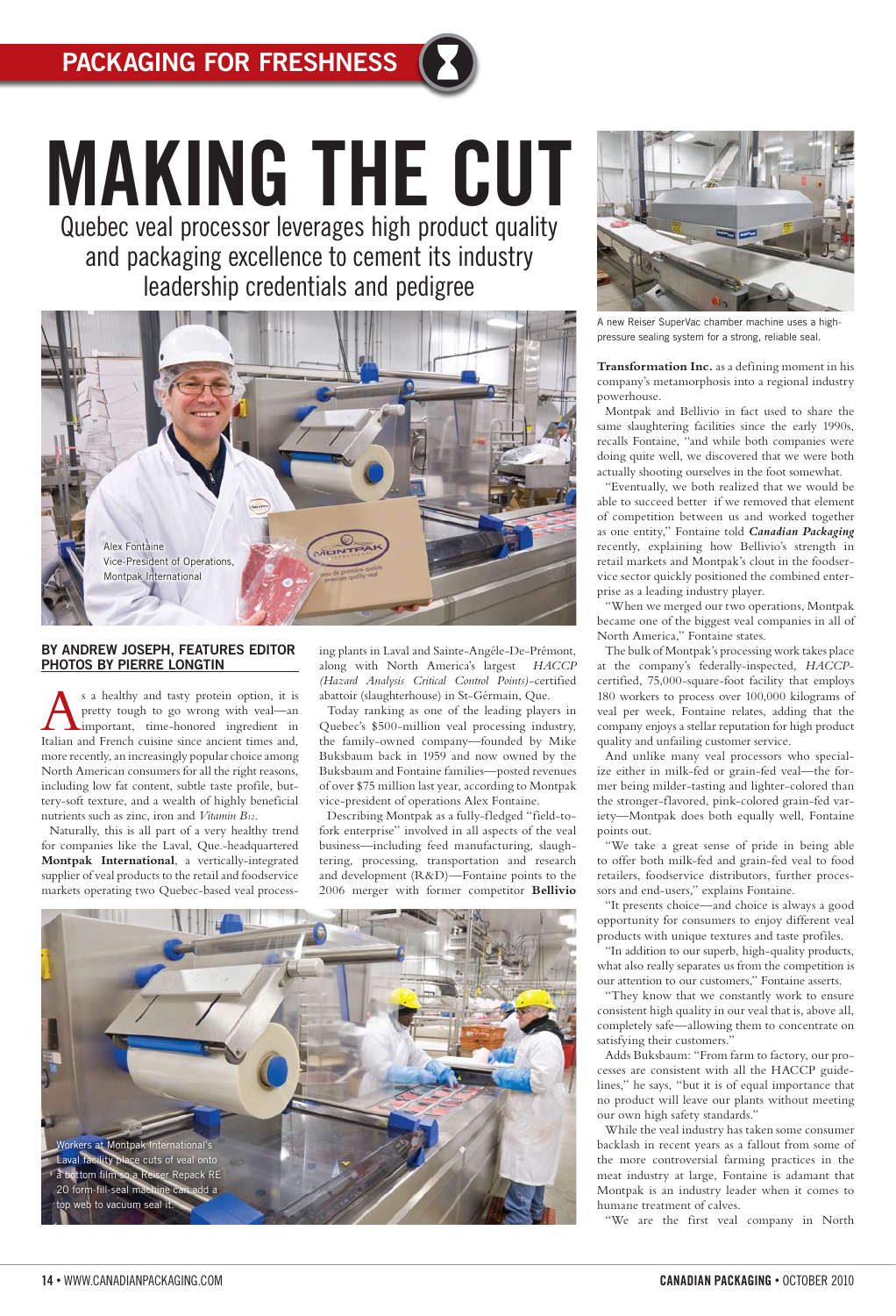PACKAGING FOR FRESHNESS

# MAKING THE CUT

## Quebec veal processor leverages high product quality and packaging excellence to cement its industry leadership credentials and pedigree

Alex Fontaine
Vice-President of Operations,
Montpak International

**BY ANDREW JOSEPH, FEATURES EDITOR**
**PHOTOS BY PIERRE LONGTIN**

As a healthy and tasty protein option, it is pretty tough to go wrong with veal—an important, time-honored ingredient in Italian and French cuisine since ancient times and, more recently, an increasingly popular choice among North American consumers for all the right reasons, including low fat content, subtle taste profile, buttery-soft texture, and a wealth of highly beneficial nutrients such as zinc, iron and *Vitamin B12*.

Naturally, this is all part of a very healthy trend for companies like the Laval, Que.-headquartered **Montpak International**, a vertically-integrated supplier of veal products to the retail and foodservice markets operating two Quebec-based veal processing plants in Laval and Sainte-Angéle-De-Prémont, along with North America's largest *HACCP (Hazard Analysis Critical Control Points)*-certified abattoir (slaughterhouse) in St-Gérmain, Que.

Today ranking as one of the leading players in Quebec's $500-million veal processing industry, the family-owned company—founded by Mike Buksbaum back in 1959 and now owned by the Buksbaum and Fontaine families—posted revenues of over $75 million last year, according to Montpak vice-president of operations Alex Fontaine.

Describing Montpak as a fully-fledged "field-to-fork enterprise" involved in all aspects of the veal business—including feed manufacturing, slaughtering, processing, transportation and research and development (R&D)—Fontaine points to the 2006 merger with former competitor **Bellivio Transformation Inc.** as a defining moment in his company's metamorphosis into a regional industry powerhouse.

Workers at Montpak International's Laval facility place cuts of veal onto a bottom film so a Reiser Repack RE 20 form-fill-seal machine can add a top web to vacuum seal it.

A new Reiser SuperVac chamber machine uses a high-pressure sealing system for a strong, reliable seal.

Montpak and Bellivio in fact used to share the same slaughtering facilities since the early 1990s, recalls Fontaine, "and while both companies were doing quite well, we discovered that we were both actually shooting ourselves in the foot somewhat.

"Eventually, we both realized that we would be able to succeed better if we removed that element of competition between us and worked together as one entity," Fontaine told ***Canadian Packaging*** recently, explaining how Bellivio's strength in retail markets and Montpak's clout in the foodservice sector quickly positioned the combined enterprise as a leading industry player.

"When we merged our two operations, Montpak became one of the biggest veal companies in all of North America," Fontaine states.

The bulk of Montpak's processing work takes place at the company's federally-inspected, *HACCP*-certified, 75,000-square-foot facility that employs 180 workers to process over 100,000 kilograms of veal per week, Fontaine relates, adding that the company enjoys a stellar reputation for high product quality and unfailing customer service.

And unlike many veal processors who specialize either in milk-fed or grain-fed veal—the former being milder-tasting and lighter-colored than the stronger-flavored, pink-colored grain-fed variety—Montpak does both equally well, Fontaine points out.

"We take a great sense of pride in being able to offer both milk-fed and grain-fed veal to food retailers, foodservice distributors, further processors and end-users," explains Fontaine.

"It presents choice—and choice is always a good opportunity for consumers to enjoy different veal products with unique textures and taste profiles.

"In addition to our superb, high-quality products, what also really separates us from the competition is our attention to our customers," Fontaine asserts.

"They know that we constantly work to ensure consistent high quality in our veal that is, above all, completely safe—allowing them to concentrate on satisfying their customers."

Adds Buksbaum: "From farm to factory, our processes are consistent with all the HACCP guidelines," he says, "but it is of equal importance that no product will leave our plants without meeting our own high safety standards."

While the veal industry has taken some consumer backlash in recent years as a fallout from some of the more controversial farming practices in the meat industry at large, Fontaine is adamant that Montpak is an industry leader when it comes to humane treatment of calves.

"We are the first veal company in North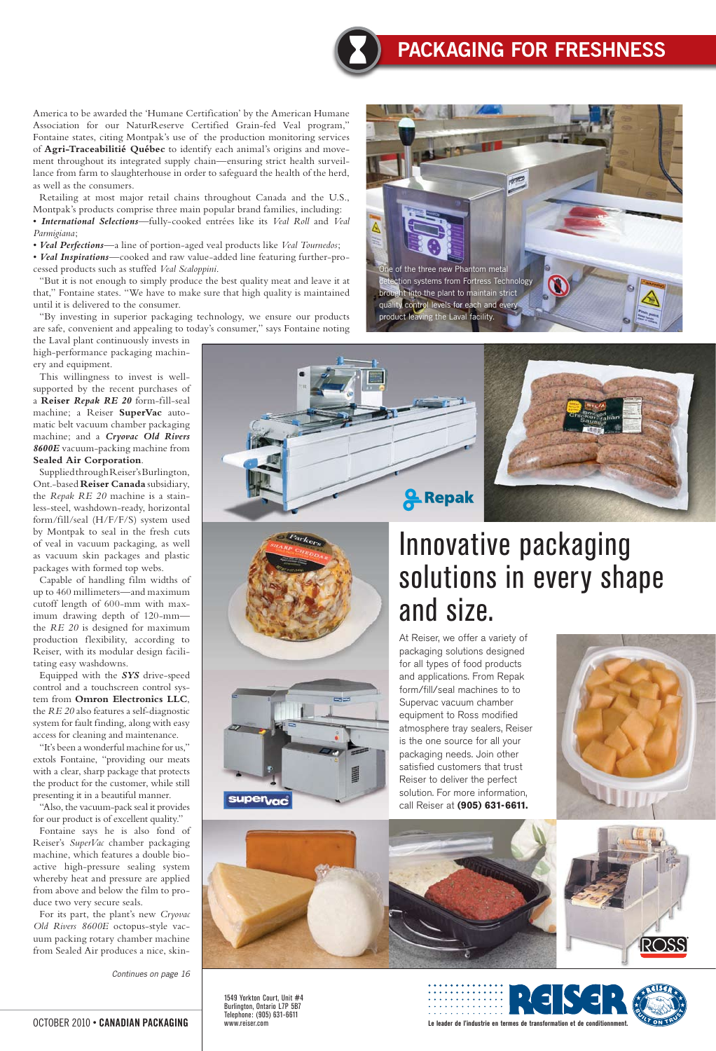America to be awarded the 'Humane Certification' by the American Humane Association for our NaturReserve Certified Grain-fed Veal program," Fontaine states, citing Montpak's use of the production monitoring services of **Agri-Traceabilitié Québec** to identify each animal's origins and movement throughout its integrated supply chain—ensuring strict health surveillance from farm to slaughterhouse in order to safeguard the health of the herd, as well as the consumers.

Retailing at most major retail chains throughout Canada and the U.S., Montpak's products comprise three main popular brand families, including:

- ***International Selections***—fully-cooked entrées like its *Veal Roll* and *Veal Parmigiana*;
- ***Veal Perfections***—a line of portion-aged veal products like *Veal Tournedos*;
- ***Veal Inspirations***—cooked and raw value-added line featuring further-processed products such as stuffed *Veal Scaloppini*.

"But it is not enough to simply produce the best quality meat and leave it at that," Fontaine states. "We have to make sure that high quality is maintained until it is delivered to the consumer.

"By investing in superior packaging technology, we ensure our products are safe, convenient and appealing to today's consumer," says Fontaine noting the Laval plant continuously invests in high-performance packaging machinery and equipment.

This willingness to invest is well-supported by the recent purchases of a **Reiser *Repak RE 20*** form-fill-seal machine; a Reiser **SuperVac** automatic belt vacuum chamber packaging machine; and a ***Cryovac Old Rivers 8600E*** vacuum-packing machine from **Sealed Air Corporation**.

Supplied through Reiser's Burlington, Ont.-based **Reiser Canada** subsidiary, the *Repak RE 20* machine is a stainless-steel, washdown-ready, horizontal form/fill/seal (H/F/F/S) system used by Montpak to seal in the fresh cuts of veal in vacuum packaging, as well as vacuum skin packages and plastic packages with formed top webs.

Capable of handling film widths of up to 460 millimeters—and maximum cutoff length of 600-mm with maximum drawing depth of 120-mm—the *RE 20* is designed for maximum production flexibility, according to Reiser, with its modular design facilitating easy washdowns.

Equipped with the ***SYS*** drive-speed control and a touchscreen control system from **Omron Electronics LLC**, the *RE 20* also features a self-diagnostic system for fault finding, along with easy access for cleaning and maintenance.

"It's been a wonderful machine for us," extols Fontaine, "providing our meats with a clear, sharp package that protects the product for the customer, while still presenting it in a beautiful manner.

"Also, the vacuum-pack seal it provides for our product is of excellent quality."

Fontaine says he is also fond of Reiser's *SuperVac* chamber packaging machine, which features a double bio-active high-pressure sealing system whereby heat and pressure are applied from above and below the film to produce two very secure seals.

For its part, the plant's new *Cryovac Old Rivers 8600E* octopus-style vacuum packing rotary chamber machine from Sealed Air produces a nice, skin-

*Continues on page 16*

One of the three new Phantom metal detection systems from Fortress Technology brought into the plant to maintain strict quality control levels for each and every product leaving the Laval facility.

Repak

# Innovative packaging solutions in every shape and size.

At Reiser, we offer a variety of packaging solutions designed for all types of food products and applications. From Repak form/fill/seal machines to to Supervac vacuum chamber equipment to Ross modified atmosphere tray sealers, Reiser is the one source for all your packaging needs. Join other satisfied customers that trust Reiser to deliver the perfect solution. For more information, call Reiser at **(905) 631-6611.**

supervac

ROSS

1549 Yorkton Court, Unit #4
Burlington, Ontario L7P 5B7
Telephone: (905) 631-6611
www.reiser.com

REISER — Built on Trust

Le leader de l'industrie en termes de transformation et de conditionnement.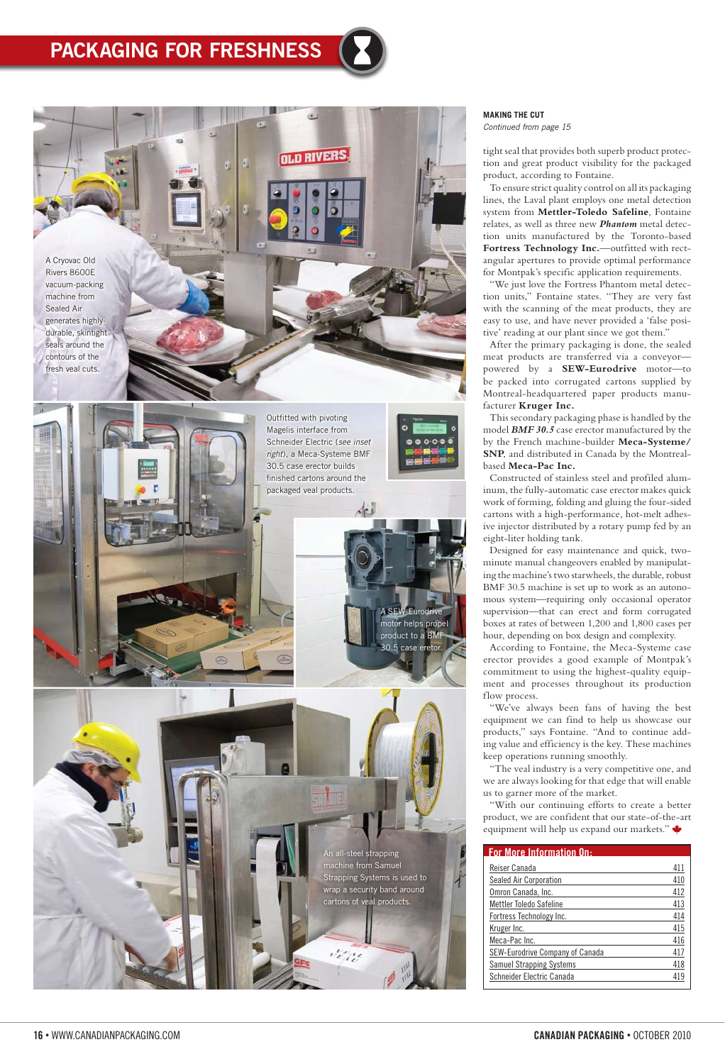# PACKAGING FOR FRESHNESS

A Cryovac Old Rivers 8600E vacuum-packing machine from Sealed Air generates highly-durable, skintight seals around the contours of the fresh veal cuts.

Outfitted with pivoting Magelis interface from Schneider Electric (*see inset right*), a Meca-Systeme BMF 30.5 case erector builds finished cartons around the packaged veal products.

A SEW-Eurodrive motor helps propel product to a BMF 30.5 case eretor.

An all-steel strapping machine from Samuel Strapping Systems is used to wrap a security band around cartons of veal products.

**MAKING THE CUT**

*Continued from page 15*

tight seal that provides both superb product protection and great product visibility for the packaged product, according to Fontaine.

To ensure strict quality control on all its packaging lines, the Laval plant employs one metal detection system from **Mettler-Toledo Safeline**, Fontaine relates, as well as three new ***Phantom*** metal detection units manufactured by the Toronto-based **Fortress Technology Inc.**—outfitted with rectangular apertures to provide optimal performance for Montpak's specific application requirements.

"We just love the Fortress Phantom metal detection units," Fontaine states. "They are very fast with the scanning of the meat products, they are easy to use, and have never provided a 'false positive' reading at our plant since we got them."

After the primary packaging is done, the sealed meat products are transferred via a conveyor—powered by a **SEW-Eurodrive** motor—to be packed into corrugated cartons supplied by Montreal-headquartered paper products manufacturer **Kruger Inc.**

This secondary packaging phase is handled by the model ***BMF 30.5*** case erector manufactured by the by the French machine-builder **Meca-Systeme/SNP**, and distributed in Canada by the Montreal-based **Meca-Pac Inc.**

Constructed of stainless steel and profiled aluminum, the fully-automatic case erector makes quick work of forming, folding and gluing the four-sided cartons with a high-performance, hot-melt adhesive injector distributed by a rotary pump fed by an eight-liter holding tank.

Designed for easy maintenance and quick, two-minute manual changeovers enabled by manipulating the machine's two starwheels, the durable, robust BMF 30.5 machine is set up to work as an autonomous system—requiring only occasional operator supervision—that can erect and form corrugated boxes at rates of between 1,200 and 1,800 cases per hour, depending on box design and complexity.

According to Fontaine, the Meca-Systeme case erector provides a good example of Montpak's commitment to using the highest-quality equipment and processes throughout its production flow process.

"We've always been fans of having the best equipment we can find to help us showcase our products," says Fontaine. "And to continue adding value and efficiency is the key. These machines keep operations running smoothly.

"The veal industry is a very competitive one, and we are always looking for that edge that will enable us to garner more of the market.

"With our continuing efforts to create a better product, we are confident that our state-of-the-art equipment will help us expand our markets."

| For More Information On: | |
|---|---|
| Reiser Canada | 411 |
| Sealed Air Corporation | 410 |
| Omron Canada, Inc. | 412 |
| Mettler Toledo Safeline | 413 |
| Fortress Technology Inc. | 414 |
| Kruger Inc. | 415 |
| Meca-Pac Inc. | 416 |
| SEW-Eurodrive Company of Canada | 417 |
| Samuel Strapping Systems | 418 |
| Schneider Electric Canada | 419 |